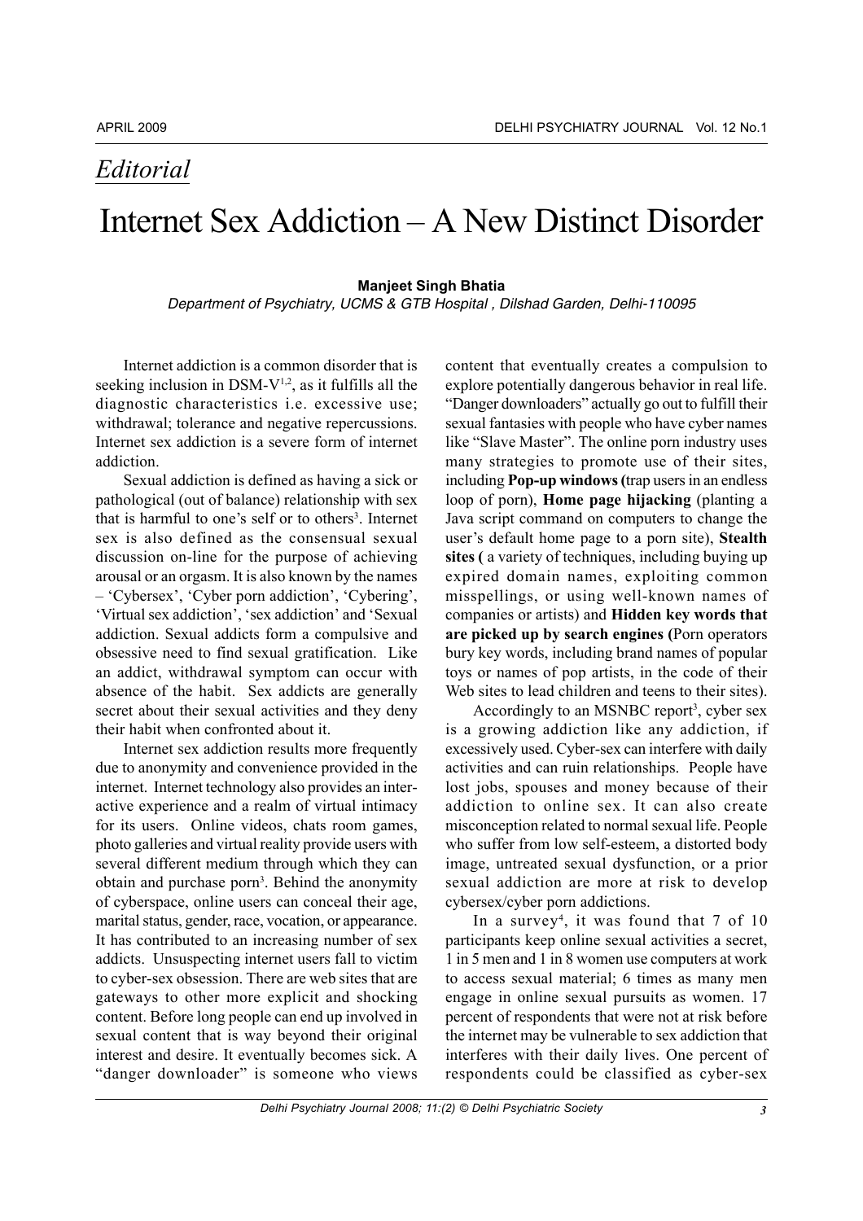*Editorial*

# Internet Sex Addiction – A New Distinct Disorder

**Manjeet Singh Bhatia**

*Department of Psychiatry, UCMS & GTB Hospital , Dilshad Garden, Delhi-110095*

Internet addiction is a common disorder that is seeking inclusion in DSM-V[1,2], as it fulfills all the diagnostic characteristics i.e. excessive use; withdrawal; tolerance and negative repercussions. Internet sex addiction is a severe form of internet addiction.

Sexual addiction is defined as having a sick or pathological (out of balance) relationship with sex that is harmful to one's self or to others[3]. Internet sex is also defined as the consensual sexual discussion on-line for the purpose of achieving arousal or an orgasm. It is also known by the names – 'Cybersex', 'Cyber porn addiction', 'Cybering', 'Virtual sex addiction', 'sex addiction' and 'Sexual addiction. Sexual addicts form a compulsive and obsessive need to find sexual gratification. Like an addict, withdrawal symptom can occur with absence of the habit. Sex addicts are generally secret about their sexual activities and they deny their habit when confronted about it.

Internet sex addiction results more frequently due to anonymity and convenience provided in the internet. Internet technology also provides an inter-active experience and a realm of virtual intimacy for its users. Online videos, chats room games, photo galleries and virtual reality provide users with several different medium through which they can obtain and purchase porn[3]. Behind the anonymity of cyberspace, online users can conceal their age, marital status, gender, race, vocation, or appearance. It has contributed to an increasing number of sex addicts. Unsuspecting internet users fall to victim to cyber-sex obsession. There are web sites that are gateways to other more explicit and shocking content. Before long people can end up involved in sexual content that is way beyond their original interest and desire. It eventually becomes sick. A "danger downloader" is someone who views content that eventually creates a compulsion to explore potentially dangerous behavior in real life. "Danger downloaders" actually go out to fulfill their sexual fantasies with people who have cyber names like "Slave Master". The online porn industry uses many strategies to promote use of their sites, including **Pop-up windows (**trap users in an endless loop of porn), **Home page hijacking** (planting a Java script command on computers to change the user's default home page to a porn site), **Stealth sites (** a variety of techniques, including buying up expired domain names, exploiting common misspellings, or using well-known names of companies or artists) and **Hidden key words that are picked up by search engines (**Porn operators bury key words, including brand names of popular toys or names of pop artists, in the code of their Web sites to lead children and teens to their sites).

Accordingly to an MSNBC report[3], cyber sex is a growing addiction like any addiction, if excessively used. Cyber-sex can interfere with daily activities and can ruin relationships. People have lost jobs, spouses and money because of their addiction to online sex. It can also create misconception related to normal sexual life. People who suffer from low self-esteem, a distorted body image, untreated sexual dysfunction, or a prior sexual addiction are more at risk to develop cybersex/cyber porn addictions.

In a survey[4], it was found that 7 of 10 participants keep online sexual activities a secret, 1 in 5 men and 1 in 8 women use computers at work to access sexual material; 6 times as many men engage in online sexual pursuits as women. 17 percent of respondents that were not at risk before the internet may be vulnerable to sex addiction that interferes with their daily lives. One percent of respondents could be classified as cyber-sex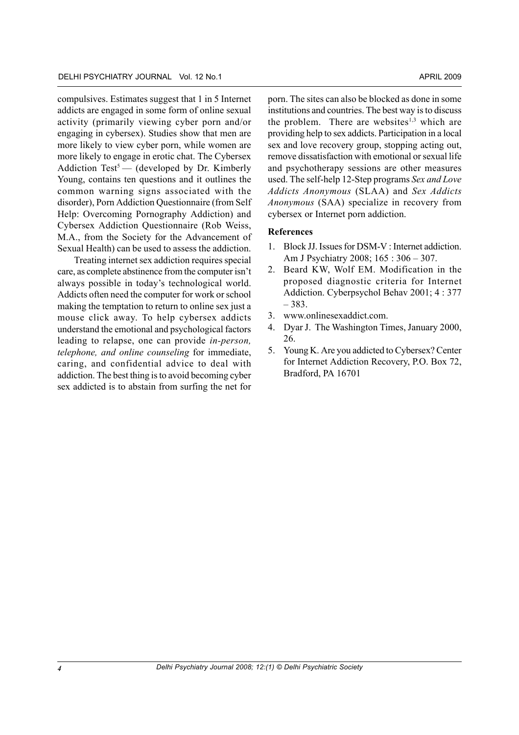compulsives. Estimates suggest that 1 in 5 Internet addicts are engaged in some form of online sexual activity (primarily viewing cyber porn and/or engaging in cybersex). Studies show that men are more likely to view cyber porn, while women are more likely to engage in erotic chat. The Cybersex Addiction Test[5] — (developed by Dr. Kimberly Young, contains ten questions and it outlines the common warning signs associated with the disorder), Porn Addiction Questionnaire (from Self Help: Overcoming Pornography Addiction) and Cybersex Addiction Questionnaire (Rob Weiss, M.A., from the Society for the Advancement of Sexual Health) can be used to assess the addiction.

Treating internet sex addiction requires special care, as complete abstinence from the computer isn't always possible in today's technological world. Addicts often need the computer for work or school making the temptation to return to online sex just a mouse click away. To help cybersex addicts understand the emotional and psychological factors leading to relapse, one can provide *in-person, telephone, and online counseling* for immediate, caring, and confidential advice to deal with addiction. The best thing is to avoid becoming cyber sex addicted is to abstain from surfing the net for porn. The sites can also be blocked as done in some institutions and countries. The best way is to discuss the problem. There are websites[1,3] which are providing help to sex addicts. Participation in a local sex and love recovery group, stopping acting out, remove dissatisfaction with emotional or sexual life and psychotherapy sessions are other measures used. The self-help 12-Step programs *Sex and Love Addicts Anonymous* (SLAA) and *Sex Addicts Anonymous* (SAA) specialize in recovery from cybersex or Internet porn addiction.

## References

1. Block JJ. Issues for DSM-V : Internet addiction. Am J Psychiatry 2008; 165 : 306 – 307.
2. Beard KW, Wolf EM. Modification in the proposed diagnostic criteria for Internet Addiction. Cyberpsychol Behav 2001; 4 : 377 – 383.
3. www.onlinesexaddict.com.
4. Dyar J. The Washington Times, January 2000, 26.
5. Young K. Are you addicted to Cybersex? Center for Internet Addiction Recovery, P.O. Box 72, Bradford, PA 16701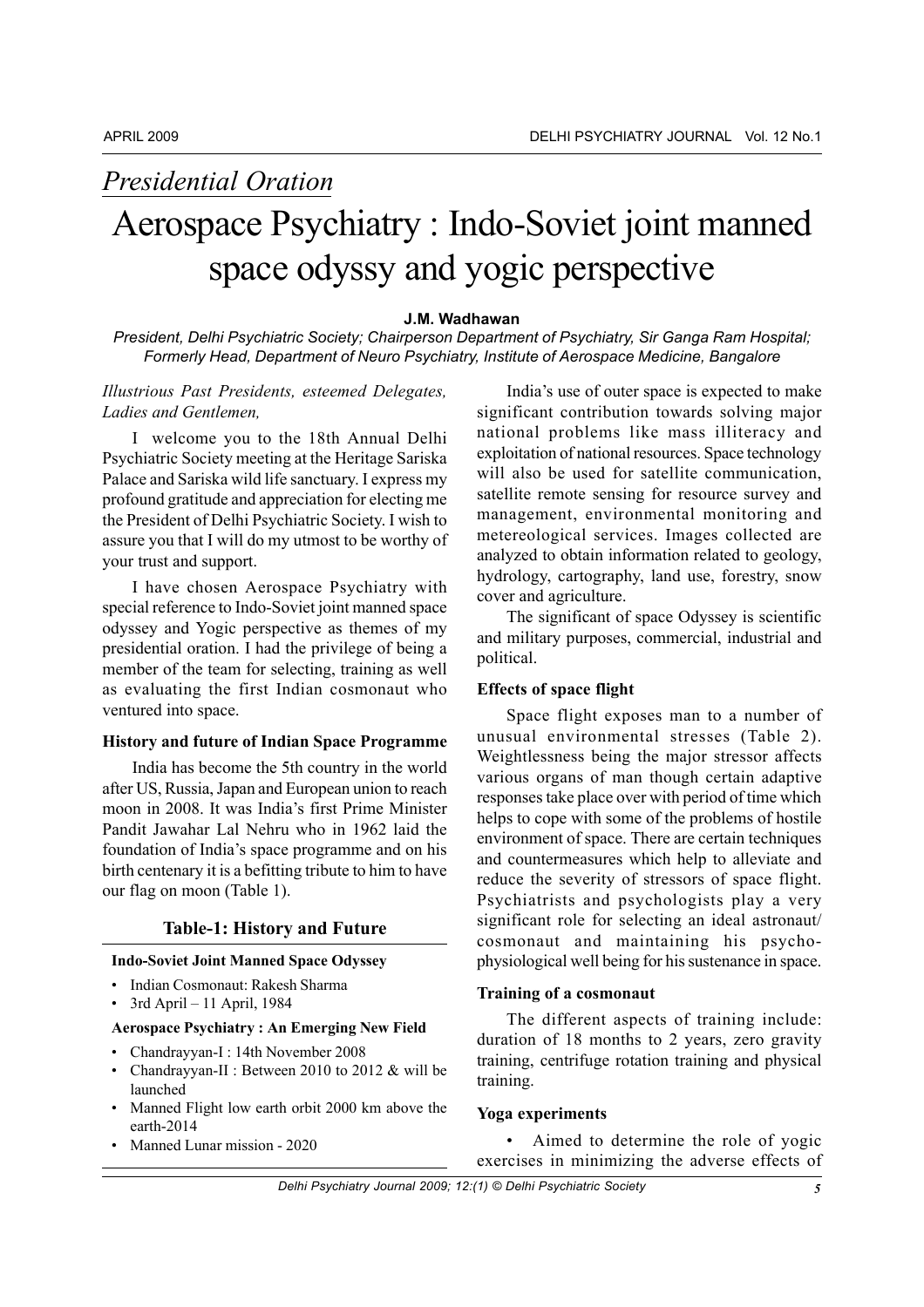*Presidential Oration*

# Aerospace Psychiatry : Indo-Soviet joint manned space odyssy and yogic perspective

**J.M. Wadhawan**

*President, Delhi Psychiatric Society; Chairperson Department of Psychiatry, Sir Ganga Ram Hospital; Formerly Head, Department of Neuro Psychiatry, Institute of Aerospace Medicine, Bangalore*

*Illustrious Past Presidents, esteemed Delegates, Ladies and Gentlemen,*

I welcome you to the 18th Annual Delhi Psychiatric Society meeting at the Heritage Sariska Palace and Sariska wild life sanctuary. I express my profound gratitude and appreciation for electing me the President of Delhi Psychiatric Society. I wish to assure you that I will do my utmost to be worthy of your trust and support.

I have chosen Aerospace Psychiatry with special reference to Indo-Soviet joint manned space odyssey and Yogic perspective as themes of my presidential oration. I had the privilege of being a member of the team for selecting, training as well as evaluating the first Indian cosmonaut who ventured into space.

### History and future of Indian Space Programme

India has become the 5th country in the world after US, Russia, Japan and European union to reach moon in 2008. It was India's first Prime Minister Pandit Jawahar Lal Nehru who in 1962 laid the foundation of India's space programme and on his birth centenary it is a befitting tribute to him to have our flag on moon (Table 1).

**Table-1: History and Future**

**Indo-Soviet Joint Manned Space Odyssey**

- Indian Cosmonaut: Rakesh Sharma
- 3rd April – 11 April, 1984

**Aerospace Psychiatry : An Emerging New Field**

- Chandrayyan-I : 14th November 2008
- Chandrayyan-II : Between 2010 to 2012 & will be launched
- Manned Flight low earth orbit 2000 km above the earth-2014
- Manned Lunar mission - 2020

India's use of outer space is expected to make significant contribution towards solving major national problems like mass illiteracy and exploitation of national resources. Space technology will also be used for satellite communication, satellite remote sensing for resource survey and management, environmental monitoring and metereological services. Images collected are analyzed to obtain information related to geology, hydrology, cartography, land use, forestry, snow cover and agriculture.

The significant of space Odyssey is scientific and military purposes, commercial, industrial and political.

### Effects of space flight

Space flight exposes man to a number of unusual environmental stresses (Table 2). Weightlessness being the major stressor affects various organs of man though certain adaptive responses take place over with period of time which helps to cope with some of the problems of hostile environment of space. There are certain techniques and countermeasures which help to alleviate and reduce the severity of stressors of space flight. Psychiatrists and psychologists play a very significant role for selecting an ideal astronaut/ cosmonaut and maintaining his psycho-physiological well being for his sustenance in space.

### Training of a cosmonaut

The different aspects of training include: duration of 18 months to 2 years, zero gravity training, centrifuge rotation training and physical training.

### Yoga experiments

- Aimed to determine the role of yogic exercises in minimizing the adverse effects of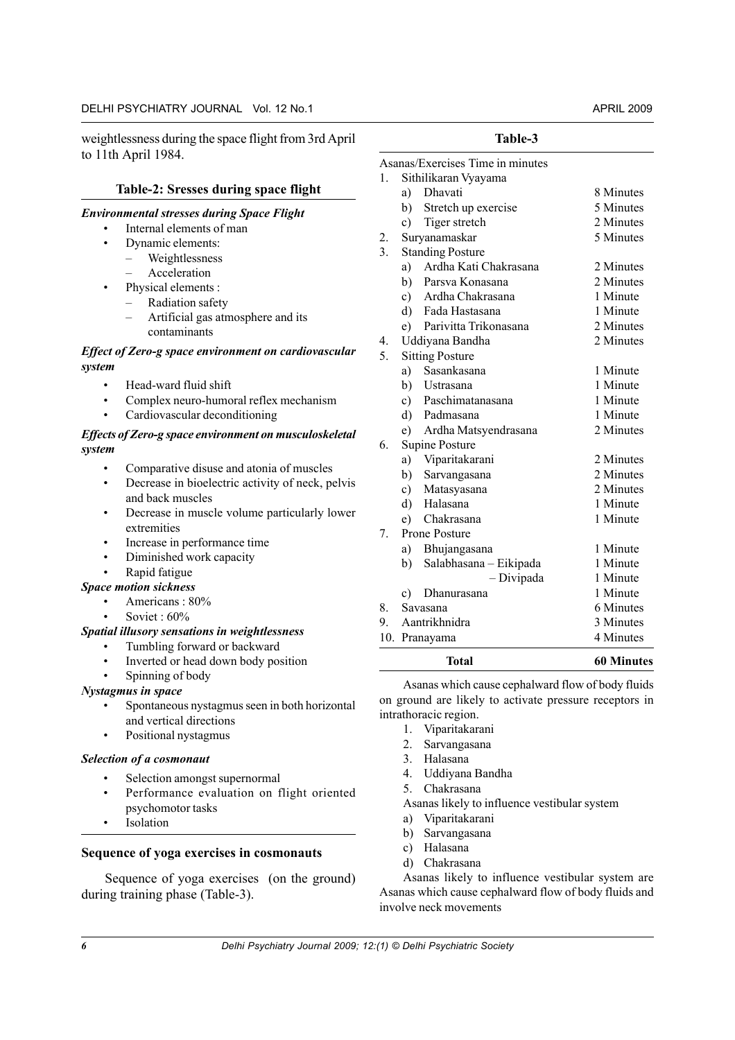weightlessness during the space flight from 3rd April to 11th April 1984.

### Table-2: Sresses during space flight

***Environmental stresses during Space Flight***

- Internal elements of man
- Dynamic elements:
  - Weightlessness
  - Acceleration
- Physical elements :
  - Radiation safety
  - Artificial gas atmosphere and its contaminants

***Effect of Zero-g space environment on cardiovascular system***

- Head-ward fluid shift
- Complex neuro-humoral reflex mechanism
- Cardiovascular deconditioning

***Effects of Zero-g space environment on musculoskeletal system***

- Comparative disuse and atonia of muscles
- Decrease in bioelectric activity of neck, pelvis and back muscles
- Decrease in muscle volume particularly lower extremities
- Increase in performance time
- Diminished work capacity
- Rapid fatigue

***Space motion sickness***

- Americans : 80%
- Soviet : 60%

***Spatial illusory sensations in weightlessness***

- Tumbling forward or backward
- Inverted or head down body position
- Spinning of body

***Nystagmus in space***

- Spontaneous nystagmus seen in both horizontal and vertical directions
- Positional nystagmus

***Selection of a cosmonaut***

- Selection amongst supernormal
- Performance evaluation on flight oriented psychomotor tasks
- Isolation

## Sequence of yoga exercises in cosmonauts

Sequence of yoga exercises (on the ground) during training phase (Table-3).

### Table-3

| Asanas/Exercises | Time in minutes |
|---|---|
| 1. Sithilikaran Vyayama | |
| a) Dhavati | 8 Minutes |
| b) Stretch up exercise | 5 Minutes |
| c) Tiger stretch | 2 Minutes |
| 2. Suryanamaskar | 5 Minutes |
| 3. Standing Posture | |
| a) Ardha Kati Chakrasana | 2 Minutes |
| b) Parsva Konasana | 2 Minutes |
| c) Ardha Chakrasana | 1 Minute |
| d) Fada Hastasana | 1 Minute |
| e) Parivitta Trikonasana | 2 Minutes |
| 4. Uddiyana Bandha | 2 Minutes |
| 5. Sitting Posture | |
| a) Sasankasana | 1 Minute |
| b) Ustrasana | 1 Minute |
| c) Paschimatanasana | 1 Minute |
| d) Padmasana | 1 Minute |
| e) Ardha Matsyendrasana | 2 Minutes |
| 6. Supine Posture | |
| a) Viparitakarani | 2 Minutes |
| b) Sarvangasana | 2 Minutes |
| c) Matasyasana | 2 Minutes |
| d) Halasana | 1 Minute |
| e) Chakrasana | 1 Minute |
| 7. Prone Posture | |
| a) Bhujangasana | 1 Minute |
| b) Salabhasana – Eikipada | 1 Minute |
| – Divipada | 1 Minute |
| c) Dhanurasana | 1 Minute |
| 8. Savasana | 6 Minutes |
| 9. Aantrikhnidra | 3 Minutes |
| 10. Pranayama | 4 Minutes |
| **Total** | **60 Minutes** |

Asanas which cause cephalward flow of body fluids on ground are likely to activate pressure receptors in intrathoracic region.

1. Viparitakarani
2. Sarvangasana
3. Halasana
4. Uddiyana Bandha
5. Chakrasana

Asanas likely to influence vestibular system

a) Viparitakarani
b) Sarvangasana
c) Halasana
d) Chakrasana

Asanas likely to influence vestibular system are Asanas which cause cephalward flow of body fluids and involve neck movements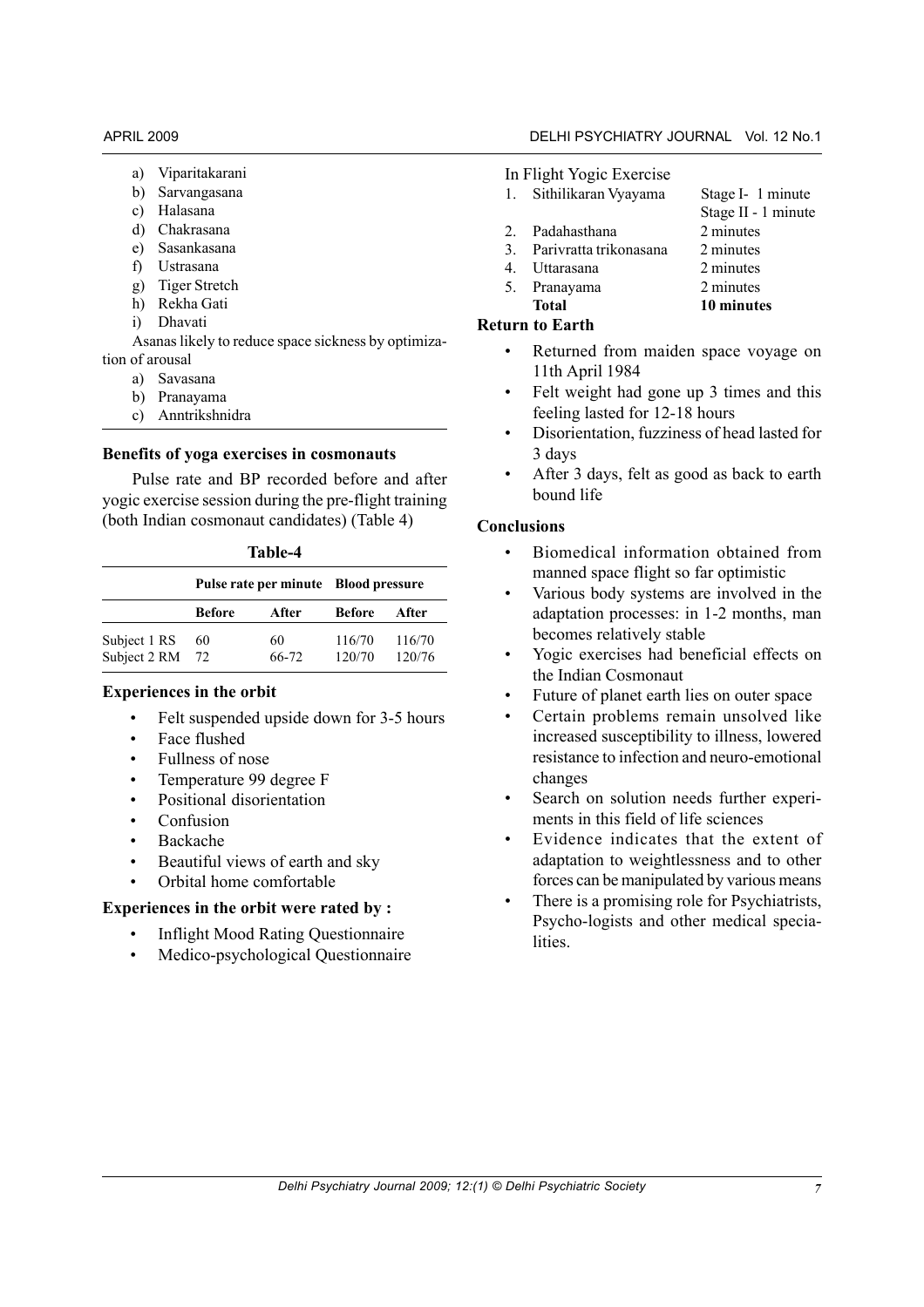a) Viparitakarani
b) Sarvangasana
c) Halasana
d) Chakrasana
e) Sasankasana
f) Ustrasana
g) Tiger Stretch
h) Rekha Gati
i) Dhavati

Asanas likely to reduce space sickness by optimization of arousal

a) Savasana
b) Pranayama
c) Anntrikshnidra

### Benefits of yoga exercises in cosmonauts

Pulse rate and BP recorded before and after yogic exercise session during the pre-flight training (both Indian cosmonaut candidates) (Table 4)

**Table-4**

| | Pulse rate per minute | | Blood pressure | |
|---|---|---|---|---|
| | **Before** | **After** | **Before** | **After** |
| Subject 1 RS | 60 | 60 | 116/70 | 116/70 |
| Subject 2 RM | 72 | 66-72 | 120/70 | 120/76 |

### Experiences in the orbit

- Felt suspended upside down for 3-5 hours
- Face flushed
- Fullness of nose
- Temperature 99 degree F
- Positional disorientation
- Confusion
- Backache
- Beautiful views of earth and sky
- Orbital home comfortable

### Experiences in the orbit were rated by :

- Inflight Mood Rating Questionnaire
- Medico-psychological Questionnaire

In Flight Yogic Exercise

| | | |
|---|---|---|
| 1. | Sithilikaran Vyayama | Stage I- 1 minute<br>Stage II - 1 minute |
| 2. | Padahasthana | 2 minutes |
| 3. | Parivratta trikonasana | 2 minutes |
| 4. | Uttarasana | 2 minutes |
| 5. | Pranayama | 2 minutes |
| | **Total** | **10 minutes** |

### Return to Earth

- Returned from maiden space voyage on 11th April 1984
- Felt weight had gone up 3 times and this feeling lasted for 12-18 hours
- Disorientation, fuzziness of head lasted for 3 days
- After 3 days, felt as good as back to earth bound life

### Conclusions

- Biomedical information obtained from manned space flight so far optimistic
- Various body systems are involved in the adaptation processes: in 1-2 months, man becomes relatively stable
- Yogic exercises had beneficial effects on the Indian Cosmonaut
- Future of planet earth lies on outer space
- Certain problems remain unsolved like increased susceptibility to illness, lowered resistance to infection and neuro-emotional changes
- Search on solution needs further experiments in this field of life sciences
- Evidence indicates that the extent of adaptation to weightlessness and to other forces can be manipulated by various means
- There is a promising role for Psychiatrists, Psycho-logists and other medical specialities.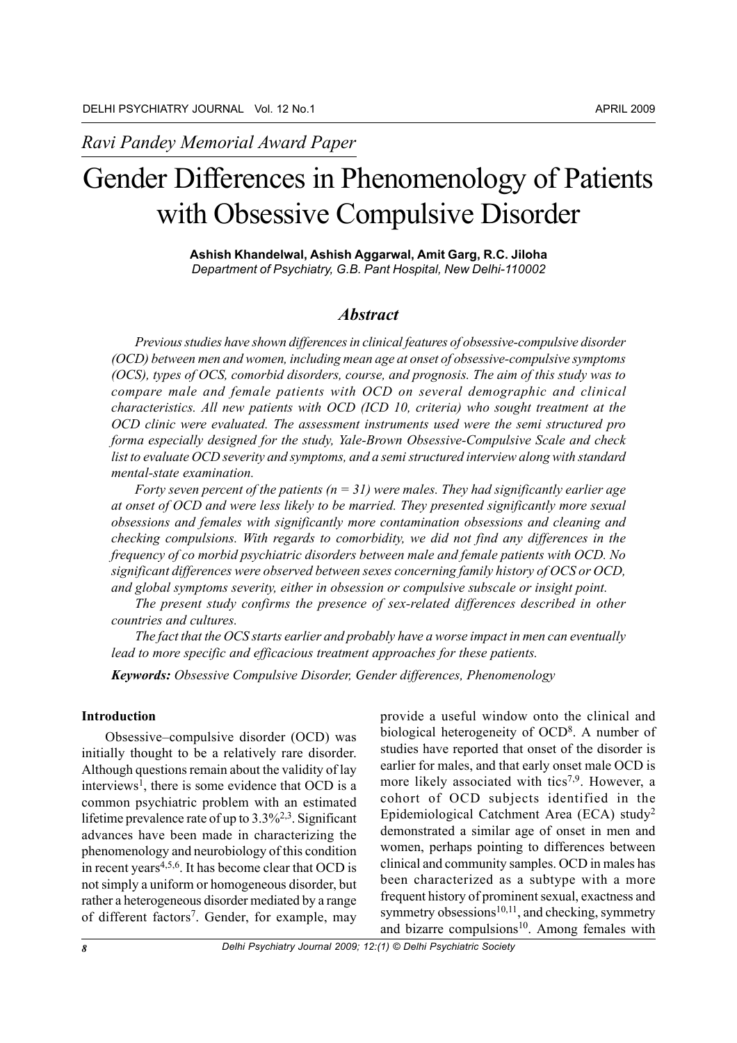*Ravi Pandey Memorial Award Paper*

# Gender Differences in Phenomenology of Patients with Obsessive Compulsive Disorder

**Ashish Khandelwal, Ashish Aggarwal, Amit Garg, R.C. Jiloha**
*Department of Psychiatry, G.B. Pant Hospital, New Delhi-110002*

## *Abstract*

*Previous studies have shown differences in clinical features of obsessive-compulsive disorder (OCD) between men and women, including mean age at onset of obsessive-compulsive symptoms (OCS), types of OCS, comorbid disorders, course, and prognosis. The aim of this study was to compare male and female patients with OCD on several demographic and clinical characteristics. All new patients with OCD (ICD 10, criteria) who sought treatment at the OCD clinic were evaluated. The assessment instruments used were the semi structured pro forma especially designed for the study, Yale-Brown Obsessive-Compulsive Scale and check list to evaluate OCD severity and symptoms, and a semi structured interview along with standard mental-state examination.*

*Forty seven percent of the patients (n = 31) were males. They had significantly earlier age at onset of OCD and were less likely to be married. They presented significantly more sexual obsessions and females with significantly more contamination obsessions and cleaning and checking compulsions. With regards to comorbidity, we did not find any differences in the frequency of co morbid psychiatric disorders between male and female patients with OCD. No significant differences were observed between sexes concerning family history of OCS or OCD, and global symptoms severity, either in obsession or compulsive subscale or insight point.*

*The present study confirms the presence of sex-related differences described in other countries and cultures.*

*The fact that the OCS starts earlier and probably have a worse impact in men can eventually lead to more specific and efficacious treatment approaches for these patients.*

***Keywords:** Obsessive Compulsive Disorder, Gender differences, Phenomenology*

**Introduction**

Obsessive–compulsive disorder (OCD) was initially thought to be a relatively rare disorder. Although questions remain about the validity of lay interviews[1], there is some evidence that OCD is a common psychiatric problem with an estimated lifetime prevalence rate of up to 3.3%[2,3]. Significant advances have been made in characterizing the phenomenology and neurobiology of this condition in recent years[4,5,6]. It has become clear that OCD is not simply a uniform or homogeneous disorder, but rather a heterogeneous disorder mediated by a range of different factors[7]. Gender, for example, may provide a useful window onto the clinical and biological heterogeneity of OCD[8]. A number of studies have reported that onset of the disorder is earlier for males, and that early onset male OCD is more likely associated with tics[7,9]. However, a cohort of OCD subjects identified in the Epidemiological Catchment Area (ECA) study[2] demonstrated a similar age of onset in men and women, perhaps pointing to differences between clinical and community samples. OCD in males has been characterized as a subtype with a more frequent history of prominent sexual, exactness and symmetry obsessions[10,11], and checking, symmetry and bizarre compulsions[10]. Among females with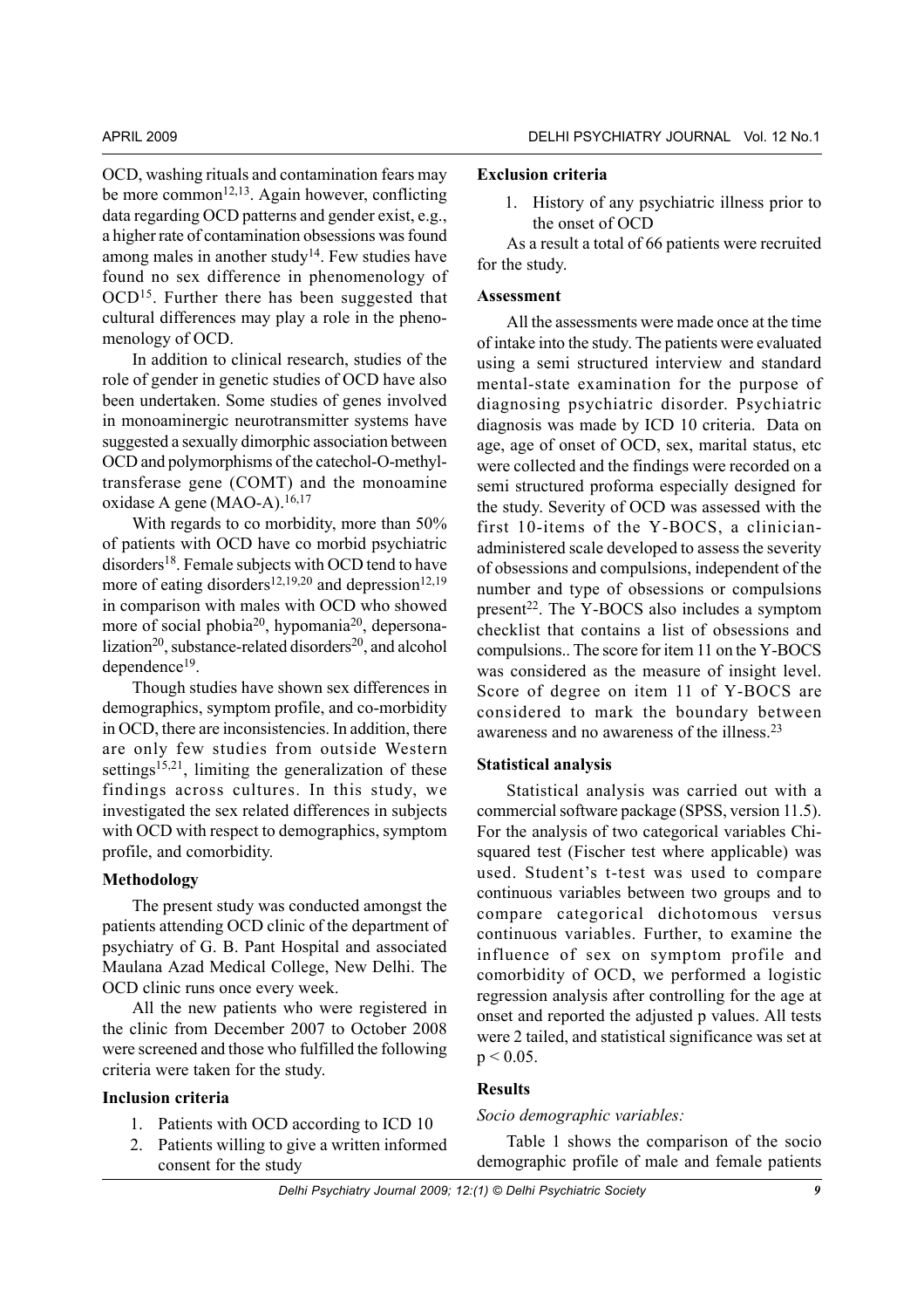OCD, washing rituals and contamination fears may be more common[12,13]. Again however, conflicting data regarding OCD patterns and gender exist, e.g., a higher rate of contamination obsessions was found among males in another study[14]. Few studies have found no sex difference in phenomenology of OCD[15]. Further there has been suggested that cultural differences may play a role in the phenomenology of OCD.

In addition to clinical research, studies of the role of gender in genetic studies of OCD have also been undertaken. Some studies of genes involved in monoaminergic neurotransmitter systems have suggested a sexually dimorphic association between OCD and polymorphisms of the catechol-O-methyltransferase gene (COMT) and the monoamine oxidase A gene (MAO-A).[16,17]

With regards to co morbidity, more than 50% of patients with OCD have co morbid psychiatric disorders[18]. Female subjects with OCD tend to have more of eating disorders[12,19,20] and depression[12,19] in comparison with males with OCD who showed more of social phobia[20], hypomania[20], depersonalization[20], substance-related disorders[20], and alcohol dependence[19].

Though studies have shown sex differences in demographics, symptom profile, and co-morbidity in OCD, there are inconsistencies. In addition, there are only few studies from outside Western settings[15,21], limiting the generalization of these findings across cultures. In this study, we investigated the sex related differences in subjects with OCD with respect to demographics, symptom profile, and comorbidity.

## Methodology

The present study was conducted amongst the patients attending OCD clinic of the department of psychiatry of G. B. Pant Hospital and associated Maulana Azad Medical College, New Delhi. The OCD clinic runs once every week.

All the new patients who were registered in the clinic from December 2007 to October 2008 were screened and those who fulfilled the following criteria were taken for the study.

### Inclusion criteria

1. Patients with OCD according to ICD 10
2. Patients willing to give a written informed consent for the study

### Exclusion criteria

1. History of any psychiatric illness prior to the onset of OCD

As a result a total of 66 patients were recruited for the study.

### Assessment

All the assessments were made once at the time of intake into the study. The patients were evaluated using a semi structured interview and standard mental-state examination for the purpose of diagnosing psychiatric disorder. Psychiatric diagnosis was made by ICD 10 criteria. Data on age, age of onset of OCD, sex, marital status, etc were collected and the findings were recorded on a semi structured proforma especially designed for the study. Severity of OCD was assessed with the first 10-items of the Y-BOCS, a clinician-administered scale developed to assess the severity of obsessions and compulsions, independent of the number and type of obsessions or compulsions present[22]. The Y-BOCS also includes a symptom checklist that contains a list of obsessions and compulsions.. The score for item 11 on the Y-BOCS was considered as the measure of insight level. Score of degree on item 11 of Y-BOCS are considered to mark the boundary between awareness and no awareness of the illness.[23]

### Statistical analysis

Statistical analysis was carried out with a commercial software package (SPSS, version 11.5). For the analysis of two categorical variables Chi-squared test (Fischer test where applicable) was used. Student's t-test was used to compare continuous variables between two groups and to compare categorical dichotomous versus continuous variables. Further, to examine the influence of sex on symptom profile and comorbidity of OCD, we performed a logistic regression analysis after controlling for the age at onset and reported the adjusted p values. All tests were 2 tailed, and statistical significance was set at $p < 0.05$.

## Results

*Socio demographic variables:*

Table 1 shows the comparison of the socio demographic profile of male and female patients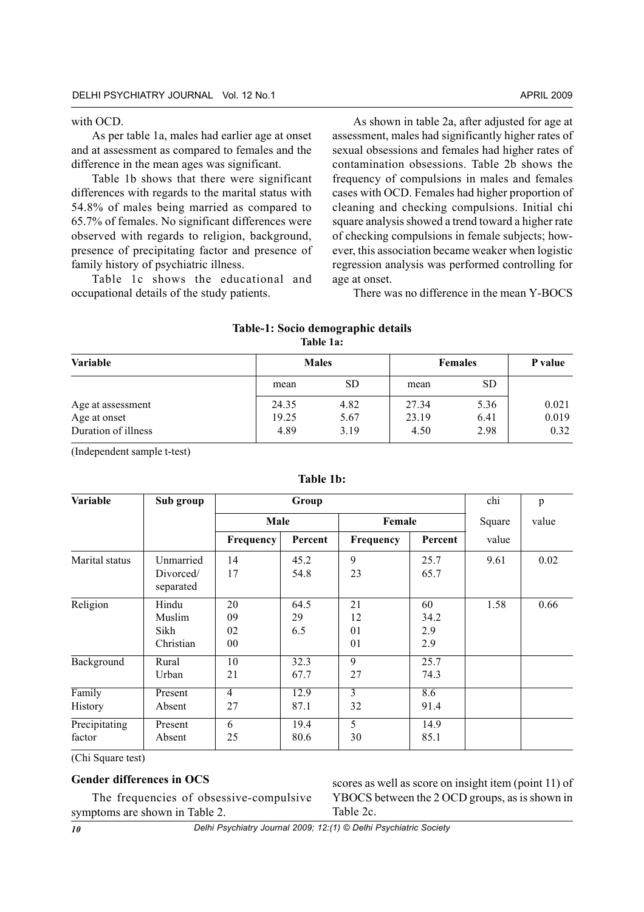with OCD.

As per table 1a, males had earlier age at onset and at assessment as compared to females and the difference in the mean ages was significant.

Table 1b shows that there were significant differences with regards to the marital status with 54.8% of males being married as compared to 65.7% of females. No significant differences were observed with regards to religion, background, presence of precipitating factor and presence of family history of psychiatric illness.

Table 1c shows the educational and occupational details of the study patients.

As shown in table 2a, after adjusted for age at assessment, males had significantly higher rates of sexual obsessions and females had higher rates of contamination obsessions. Table 2b shows the frequency of compulsions in males and females cases with OCD. Females had higher proportion of cleaning and checking compulsions. Initial chi square analysis showed a trend toward a higher rate of checking compulsions in female subjects; however, this association became weaker when logistic regression analysis was performed controlling for age at onset.

There was no difference in the mean Y-BOCS scores as well as score on insight item (point 11) of YBOCS between the 2 OCD groups, as is shown in Table 2c.

**Table-1: Socio demographic details**

**Table 1a:**

| Variable | Males | | Females | | P value |
|---|---|---|---|---|---|
| | mean | SD | mean | SD | |
| Age at assessment | 24.35 | 4.82 | 27.34 | 5.36 | 0.021 |
| Age at onset | 19.25 | 5.67 | 23.19 | 6.41 | 0.019 |
| Duration of illness | 4.89 | 3.19 | 4.50 | 2.98 | 0.32 |

(Independent sample t-test)

**Table 1b:**

| Variable | Sub group | Group | | | | chi | p |
|---|---|---|---|---|---|---|---|
| | | Male | | Female | | Square | value |
| | | Frequency | Percent | Frequency | Percent | value | |
| Marital status | Unmarried | 14 | 45.2 | 9 | 25.7 | 9.61 | 0.02 |
| | Divorced/ separated | 17 | 54.8 | 23 | 65.7 | | |
| Religion | Hindu | 20 | 64.5 | 21 | 60 | 1.58 | 0.66 |
| | Muslim | 09 | 29 | 12 | 34.2 | | |
| | Sikh | 02 | 6.5 | 01 | 2.9 | | |
| | Christian | 00 | | 01 | 2.9 | | |
| Background | Rural | 10 | 32.3 | 9 | 25.7 | | |
| | Urban | 21 | 67.7 | 27 | 74.3 | | |
| Family History | Present | 4 | 12.9 | 3 | 8.6 | | |
| | Absent | 27 | 87.1 | 32 | 91.4 | | |
| Precipitating factor | Present | 6 | 19.4 | 5 | 14.9 | | |
| | Absent | 25 | 80.6 | 30 | 85.1 | | |

(Chi Square test)

**Gender differences in OCS**

The frequencies of obsessive-compulsive symptoms are shown in Table 2.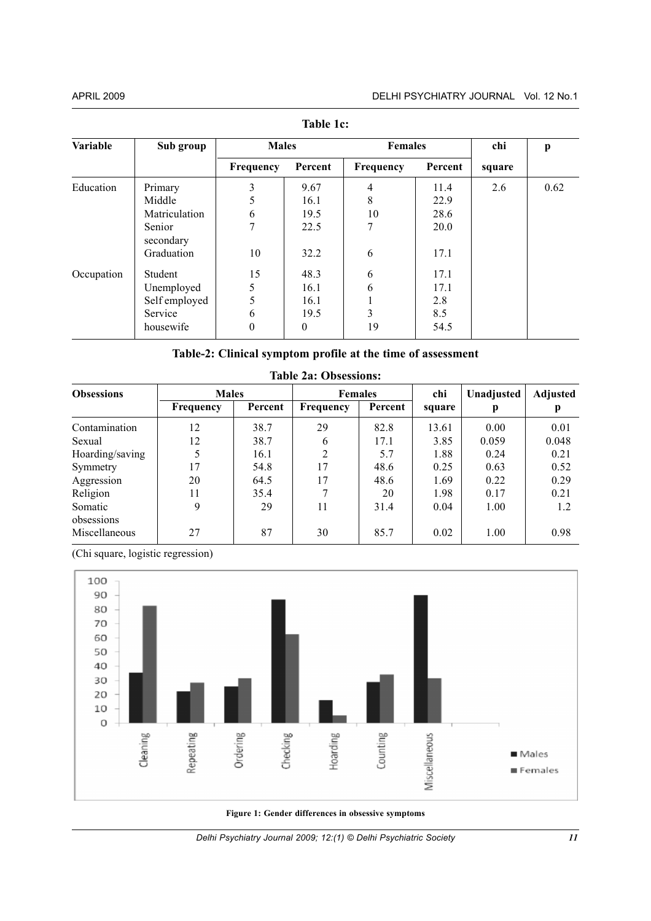**Table 1c:**

| Variable | Sub group | Males | | Females | | chi square | p |
|---|---|---|---|---|---|---|---|
| | | Frequency | Percent | Frequency | Percent | | |
| Education | Primary | 3 | 9.67 | 4 | 11.4 | 2.6 | 0.62 |
| | Middle | 5 | 16.1 | 8 | 22.9 | | |
| | Matriculation | 6 | 19.5 | 10 | 28.6 | | |
| | Senior secondary | 7 | 22.5 | 7 | 20.0 | | |
| | Graduation | 10 | 32.2 | 6 | 17.1 | | |
| Occupation | Student | 15 | 48.3 | 6 | 17.1 | | |
| | Unemployed | 5 | 16.1 | 6 | 17.1 | | |
| | Self employed | 5 | 16.1 | 1 | 2.8 | | |
| | Service | 6 | 19.5 | 3 | 8.5 | | |
| | housewife | 0 | 0 | 19 | 54.5 | | |

**Table-2: Clinical symptom profile at the time of assessment**

**Table 2a: Obsessions:**

| Obsessions | Males | | Females | | chi square | Unadjusted p | Adjusted p |
|---|---|---|---|---|---|---|---|
| | Frequency | Percent | Frequency | Percent | | | |
| Contamination | 12 | 38.7 | 29 | 82.8 | 13.61 | 0.00 | 0.01 |
| Sexual | 12 | 38.7 | 6 | 17.1 | 3.85 | 0.059 | 0.048 |
| Hoarding/saving | 5 | 16.1 | 2 | 5.7 | 1.88 | 0.24 | 0.21 |
| Symmetry | 17 | 54.8 | 17 | 48.6 | 0.25 | 0.63 | 0.52 |
| Aggression | 20 | 64.5 | 17 | 48.6 | 1.69 | 0.22 | 0.29 |
| Religion | 11 | 35.4 | 7 | 20 | 1.98 | 0.17 | 0.21 |
| Somatic obsessions | 9 | 29 | 11 | 31.4 | 0.04 | 1.00 | 1.2 |
| Miscellaneous | 27 | 87 | 30 | 85.7 | 0.02 | 1.00 | 0.98 |

(Chi square, logistic regression)

**Figure 1: Gender differences in obsessive symptoms**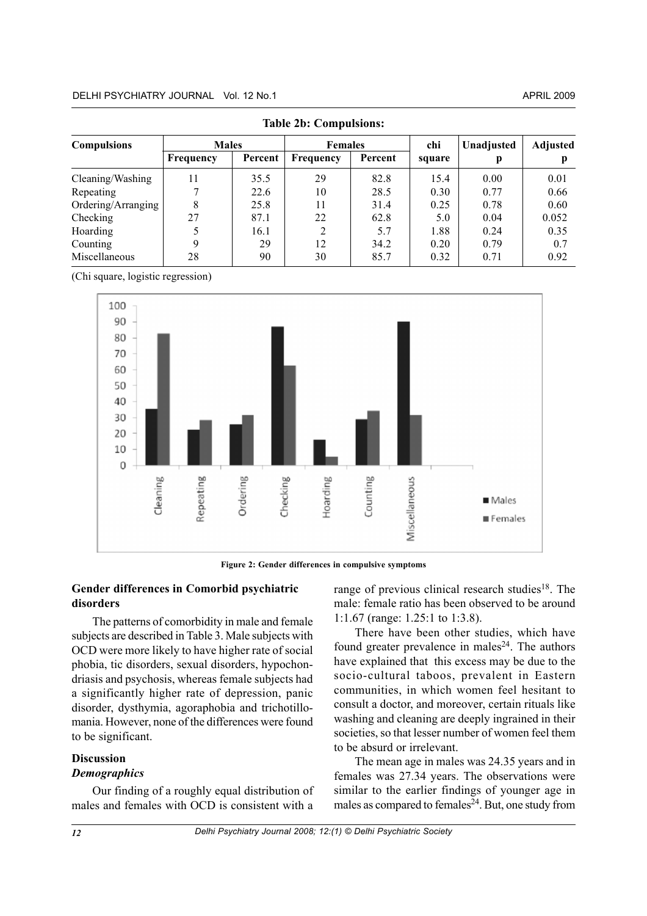**Table 2b: Compulsions:**

| Compulsions | Males | | Females | | chi square | Unadjusted p | Adjusted p |
|---|---|---|---|---|---|---|---|
| | Frequency | Percent | Frequency | Percent | | | |
| Cleaning/Washing | 11 | 35.5 | 29 | 82.8 | 15.4 | 0.00 | 0.01 |
| Repeating | 7 | 22.6 | 10 | 28.5 | 0.30 | 0.77 | 0.66 |
| Ordering/Arranging | 8 | 25.8 | 11 | 31.4 | 0.25 | 0.78 | 0.60 |
| Checking | 27 | 87.1 | 22 | 62.8 | 5.0 | 0.04 | 0.052 |
| Hoarding | 5 | 16.1 | 2 | 5.7 | 1.88 | 0.24 | 0.35 |
| Counting | 9 | 29 | 12 | 34.2 | 0.20 | 0.79 | 0.7 |
| Miscellaneous | 28 | 90 | 30 | 85.7 | 0.32 | 0.71 | 0.92 |

(Chi square, logistic regression)

**Figure 2: Gender differences in compulsive symptoms**

### Gender differences in Comorbid psychiatric disorders

The patterns of comorbidity in male and female subjects are described in Table 3. Male subjects with OCD were more likely to have higher rate of social phobia, tic disorders, sexual disorders, hypochondriasis and psychosis, whereas female subjects had a significantly higher rate of depression, panic disorder, dysthymia, agoraphobia and trichotillomania. However, none of the differences were found to be significant.

## Discussion

### *Demographics*

Our finding of a roughly equal distribution of males and females with OCD is consistent with a range of previous clinical research studies[18]. The male: female ratio has been observed to be around 1:1.67 (range: 1.25:1 to 1:3.8).

There have been other studies, which have found greater prevalence in males[24]. The authors have explained that this excess may be due to the socio-cultural taboos, prevalent in Eastern communities, in which women feel hesitant to consult a doctor, and moreover, certain rituals like washing and cleaning are deeply ingrained in their societies, so that lesser number of women feel them to be absurd or irrelevant.

The mean age in males was 24.35 years and in females was 27.34 years. The observations were similar to the earlier findings of younger age in males as compared to females[24]. But, one study from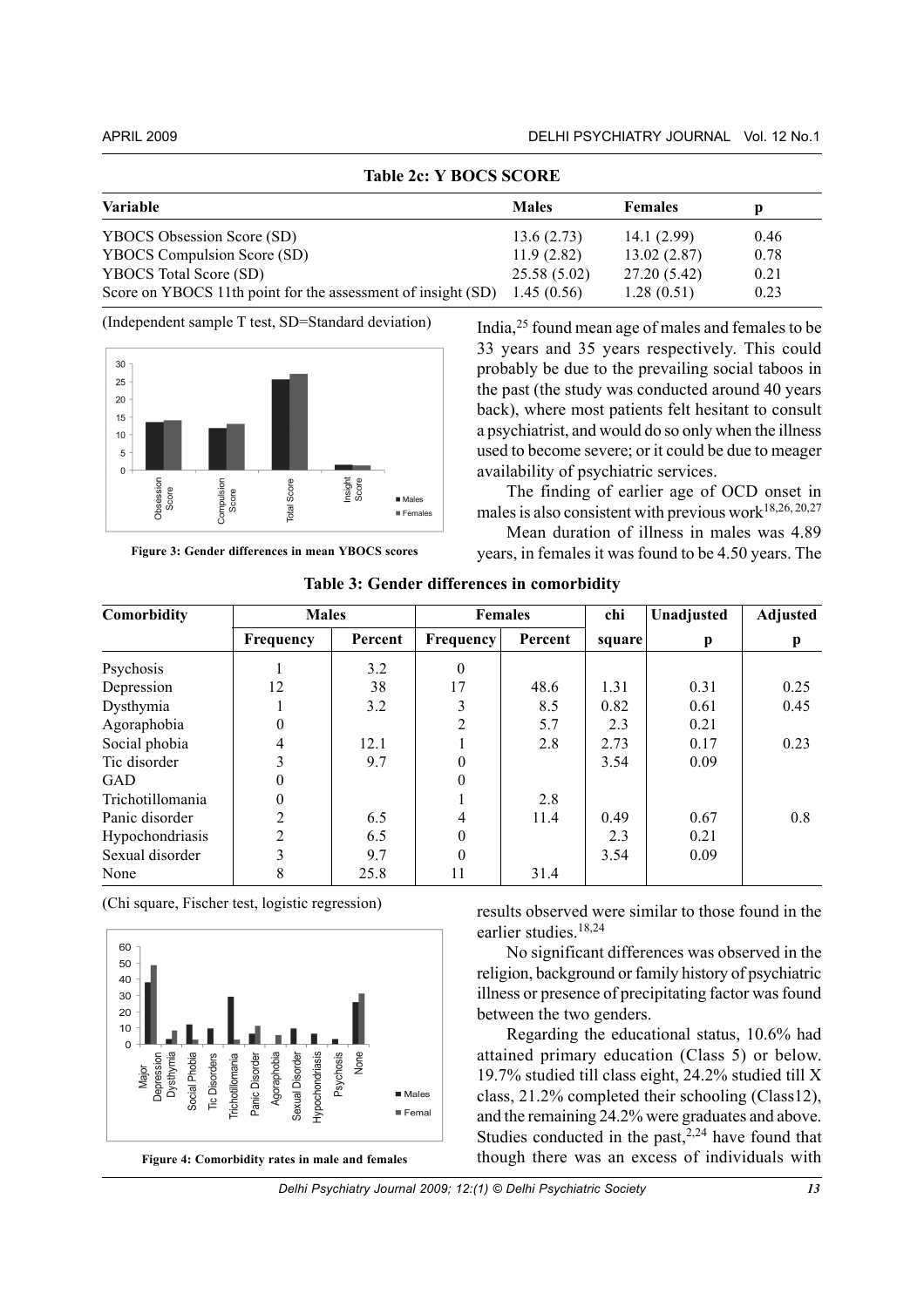**Table 2c: Y BOCS SCORE**

| Variable | Males | Females | p |
|---|---|---|---|
| YBOCS Obsession Score (SD) | 13.6 (2.73) | 14.1 (2.99) | 0.46 |
| YBOCS Compulsion Score (SD) | 11.9 (2.82) | 13.02 (2.87) | 0.78 |
| YBOCS Total Score (SD) | 25.58 (5.02) | 27.20 (5.42) | 0.21 |
| Score on YBOCS 11th point for the assessment of insight (SD) | 1.45 (0.56) | 1.28 (0.51) | 0.23 |

(Independent sample T test, SD=Standard deviation)

Figure 3: Gender differences in mean YBOCS scores

India,[25] found mean age of males and females to be 33 years and 35 years respectively. This could probably be due to the prevailing social taboos in the past (the study was conducted around 40 years back), where most patients felt hesitant to consult a psychiatrist, and would do so only when the illness used to become severe; or it could be due to meager availability of psychiatric services.

The finding of earlier age of OCD onset in males is also consistent with previous work[18,26, 20,27]

Mean duration of illness in males was 4.89 years, in females it was found to be 4.50 years. The results observed were similar to those found in the earlier studies.[18,24]

**Table 3: Gender differences in comorbidity**

| Comorbidity | Males | | Females | | chi | Unadjusted | Adjusted |
|---|---|---|---|---|---|---|---|
| | Frequency | Percent | Frequency | Percent | square | p | p |
| Psychosis | 1 | 3.2 | 0 | | | | |
| Depression | 12 | 38 | 17 | 48.6 | 1.31 | 0.31 | 0.25 |
| Dysthymia | 1 | 3.2 | 3 | 8.5 | 0.82 | 0.61 | 0.45 |
| Agoraphobia | 0 | | 2 | 5.7 | 2.3 | 0.21 | |
| Social phobia | 4 | 12.1 | 1 | 2.8 | 2.73 | 0.17 | 0.23 |
| Tic disorder | 3 | 9.7 | 0 | | 3.54 | 0.09 | |
| GAD | 0 | | 0 | | | | |
| Trichotillomania | 0 | | 1 | 2.8 | | | |
| Panic disorder | 2 | 6.5 | 4 | 11.4 | 0.49 | 0.67 | 0.8 |
| Hypochondriasis | 2 | 6.5 | 0 | | 2.3 | 0.21 | |
| Sexual disorder | 3 | 9.7 | 0 | | 3.54 | 0.09 | |
| None | 8 | 25.8 | 11 | 31.4 | | | |

(Chi square, Fischer test, logistic regression)

Figure 4: Comorbidity rates in male and females

No significant differences was observed in the religion, background or family history of psychiatric illness or presence of precipitating factor was found between the two genders.

Regarding the educational status, 10.6% had attained primary education (Class 5) or below. 19.7% studied till class eight, 24.2% studied till X class, 21.2% completed their schooling (Class12), and the remaining 24.2% were graduates and above. Studies conducted in the past,[2,24] have found that though there was an excess of individuals with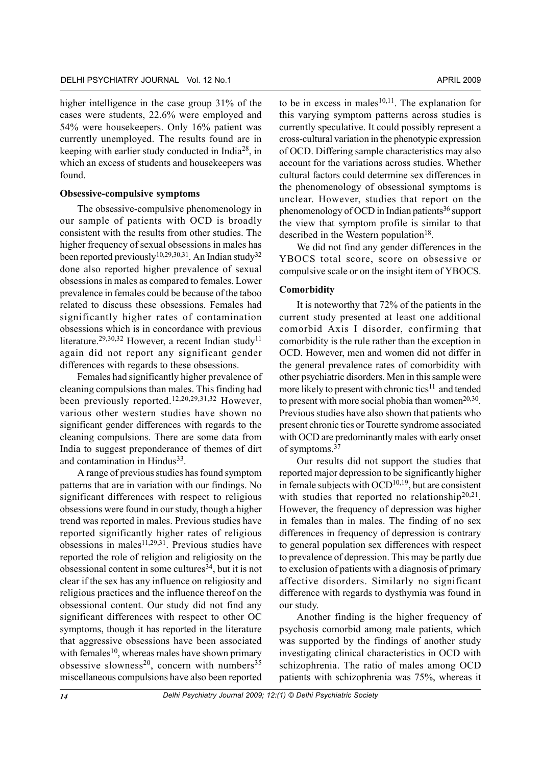higher intelligence in the case group 31% of the cases were students, 22.6% were employed and 54% were housekeepers. Only 16% patient was currently unemployed. The results found are in keeping with earlier study conducted in India[28], in which an excess of students and housekeepers was found.

**Obsessive-compulsive symptoms**

The obsessive-compulsive phenomenology in our sample of patients with OCD is broadly consistent with the results from other studies. The higher frequency of sexual obsessions in males has been reported previously[10,29,30,31]. An Indian study[32] done also reported higher prevalence of sexual obsessions in males as compared to females. Lower prevalence in females could be because of the taboo related to discuss these obsessions. Females had significantly higher rates of contamination obsessions which is in concordance with previous literature.[29,30,32] However, a recent Indian study[11] again did not report any significant gender differences with regards to these obsessions.

Females had significantly higher prevalence of cleaning compulsions than males. This finding had been previously reported.[12,20,29,31,32] However, various other western studies have shown no significant gender differences with regards to the cleaning compulsions. There are some data from India to suggest preponderance of themes of dirt and contamination in Hindus[33].

A range of previous studies has found symptom patterns that are in variation with our findings. No significant differences with respect to religious obsessions were found in our study, though a higher trend was reported in males. Previous studies have reported significantly higher rates of religious obsessions in males[11,29,31]. Previous studies have reported the role of religion and religiosity on the obsessional content in some cultures[34], but it is not clear if the sex has any influence on religiosity and religious practices and the influence thereof on the obsessional content. Our study did not find any significant differences with respect to other OC symptoms, though it has reported in the literature that aggressive obsessions have been associated with females[10], whereas males have shown primary obsessive slowness[20], concern with numbers[35] miscellaneous compulsions have also been reported to be in excess in males[10,11]. The explanation for this varying symptom patterns across studies is currently speculative. It could possibly represent a cross-cultural variation in the phenotypic expression of OCD. Differing sample characteristics may also account for the variations across studies. Whether cultural factors could determine sex differences in the phenomenology of obsessional symptoms is unclear. However, studies that report on the phenomenology of OCD in Indian patients[36] support the view that symptom profile is similar to that described in the Western population[18].

We did not find any gender differences in the YBOCS total score, score on obsessive or compulsive scale or on the insight item of YBOCS.

**Comorbidity**

It is noteworthy that 72% of the patients in the current study presented at least one additional comorbid Axis I disorder, confirming that comorbidity is the rule rather than the exception in OCD. However, men and women did not differ in the general prevalence rates of comorbidity with other psychiatric disorders. Men in this sample were more likely to present with chronic tics[11] and tended to present with more social phobia than women[20,30]. Previous studies have also shown that patients who present chronic tics or Tourette syndrome associated with OCD are predominantly males with early onset of symptoms.[37]

Our results did not support the studies that reported major depression to be significantly higher in female subjects with OCD[10,19], but are consistent with studies that reported no relationship[20,21]. However, the frequency of depression was higher in females than in males. The finding of no sex differences in frequency of depression is contrary to general population sex differences with respect to prevalence of depression. This may be partly due to exclusion of patients with a diagnosis of primary affective disorders. Similarly no significant difference with regards to dysthymia was found in our study.

Another finding is the higher frequency of psychosis comorbid among male patients, which was supported by the findings of another study investigating clinical characteristics in OCD with schizophrenia. The ratio of males among OCD patients with schizophrenia was 75%, whereas it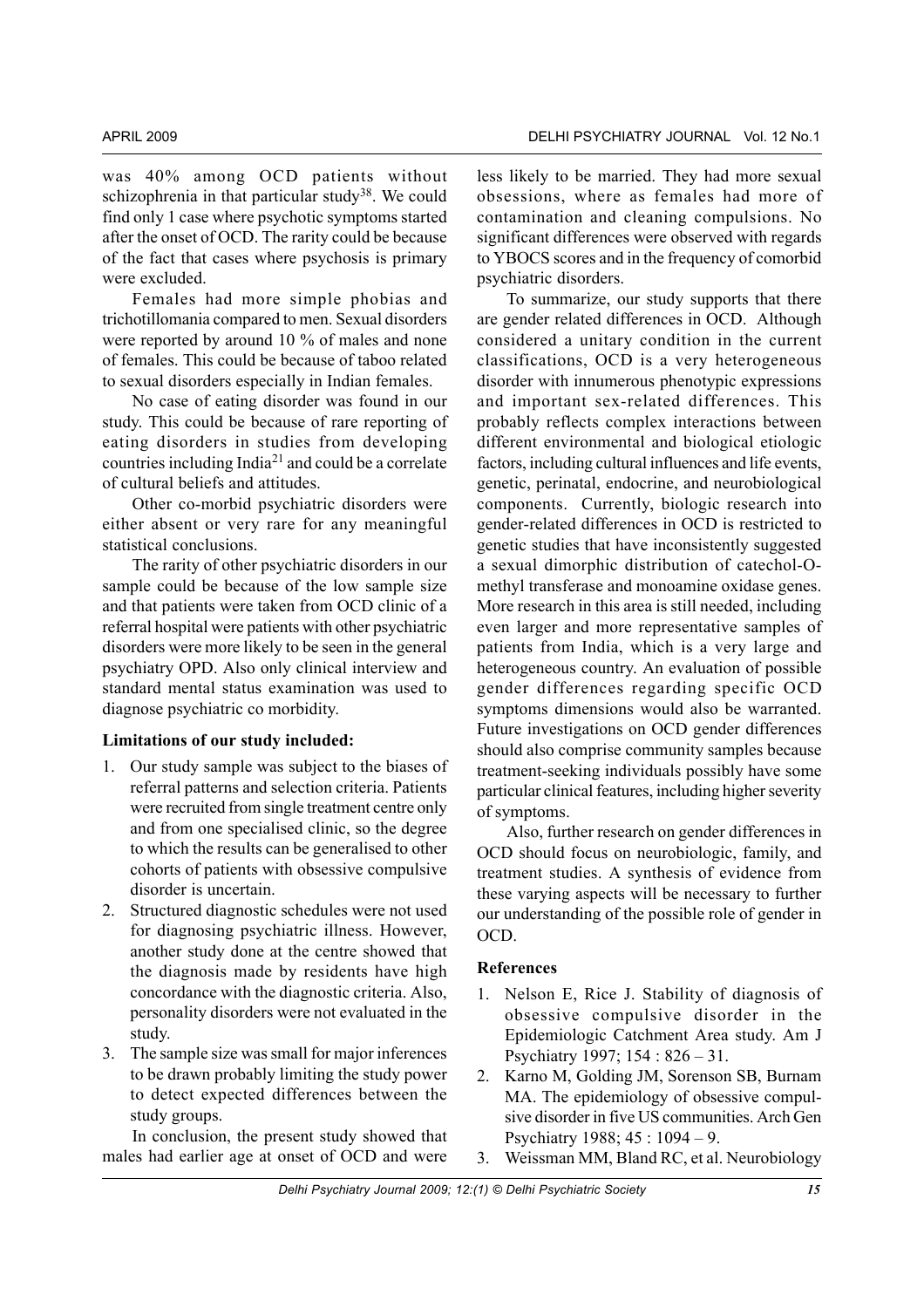was 40% among OCD patients without schizophrenia in that particular study[38]. We could find only 1 case where psychotic symptoms started after the onset of OCD. The rarity could be because of the fact that cases where psychosis is primary were excluded.

Females had more simple phobias and trichotillomania compared to men. Sexual disorders were reported by around 10 % of males and none of females. This could be because of taboo related to sexual disorders especially in Indian females.

No case of eating disorder was found in our study. This could be because of rare reporting of eating disorders in studies from developing countries including India[21] and could be a correlate of cultural beliefs and attitudes.

Other co-morbid psychiatric disorders were either absent or very rare for any meaningful statistical conclusions.

The rarity of other psychiatric disorders in our sample could be because of the low sample size and that patients were taken from OCD clinic of a referral hospital were patients with other psychiatric disorders were more likely to be seen in the general psychiatry OPD. Also only clinical interview and standard mental status examination was used to diagnose psychiatric co morbidity.

**Limitations of our study included:**

1. Our study sample was subject to the biases of referral patterns and selection criteria. Patients were recruited from single treatment centre only and from one specialised clinic, so the degree to which the results can be generalised to other cohorts of patients with obsessive compulsive disorder is uncertain.
2. Structured diagnostic schedules were not used for diagnosing psychiatric illness. However, another study done at the centre showed that the diagnosis made by residents have high concordance with the diagnostic criteria. Also, personality disorders were not evaluated in the study.
3. The sample size was small for major inferences to be drawn probably limiting the study power to detect expected differences between the study groups.

In conclusion, the present study showed that males had earlier age at onset of OCD and were less likely to be married. They had more sexual obsessions, where as females had more of contamination and cleaning compulsions. No significant differences were observed with regards to YBOCS scores and in the frequency of comorbid psychiatric disorders.

To summarize, our study supports that there are gender related differences in OCD. Although considered a unitary condition in the current classifications, OCD is a very heterogeneous disorder with innumerous phenotypic expressions and important sex-related differences. This probably reflects complex interactions between different environmental and biological etiologic factors, including cultural influences and life events, genetic, perinatal, endocrine, and neurobiological components. Currently, biologic research into gender-related differences in OCD is restricted to genetic studies that have inconsistently suggested a sexual dimorphic distribution of catechol-O-methyl transferase and monoamine oxidase genes. More research in this area is still needed, including even larger and more representative samples of patients from India, which is a very large and heterogeneous country. An evaluation of possible gender differences regarding specific OCD symptoms dimensions would also be warranted. Future investigations on OCD gender differences should also comprise community samples because treatment-seeking individuals possibly have some particular clinical features, including higher severity of symptoms.

Also, further research on gender differences in OCD should focus on neurobiologic, family, and treatment studies. A synthesis of evidence from these varying aspects will be necessary to further our understanding of the possible role of gender in OCD.

**References**

1. Nelson E, Rice J. Stability of diagnosis of obsessive compulsive disorder in the Epidemiologic Catchment Area study. Am J Psychiatry 1997; 154 : 826 – 31.
2. Karno M, Golding JM, Sorenson SB, Burnam MA. The epidemiology of obsessive compulsive disorder in five US communities. Arch Gen Psychiatry 1988; 45 : 1094 – 9.
3. Weissman MM, Bland RC, et al. Neurobiology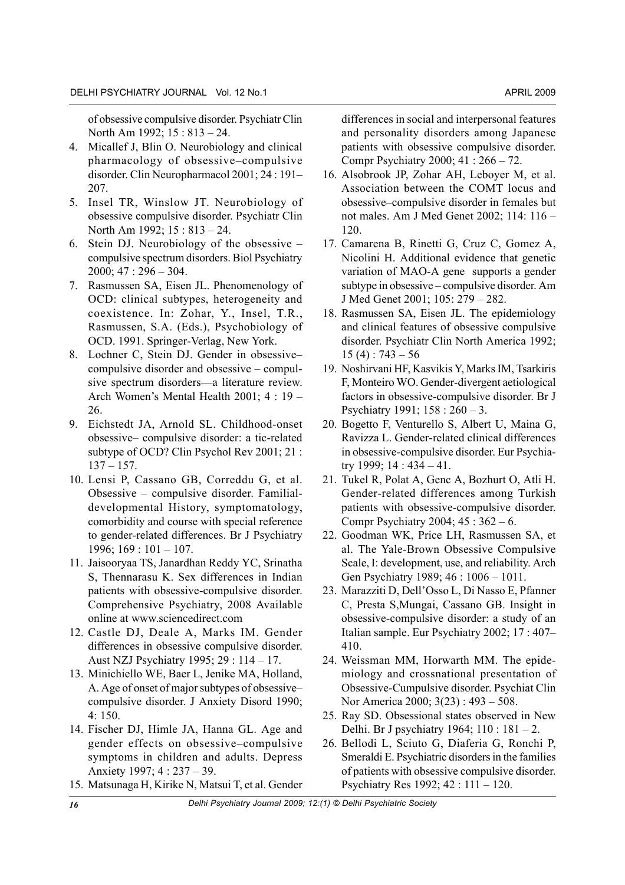of obsessive compulsive disorder. Psychiatr Clin North Am 1992; 15 : 813 – 24.

4. Micallef J, Blin O. Neurobiology and clinical pharmacology of obsessive–compulsive disorder. Clin Neuropharmacol 2001; 24 : 191–207.
5. Insel TR, Winslow JT. Neurobiology of obsessive compulsive disorder. Psychiatr Clin North Am 1992; 15 : 813 – 24.
6. Stein DJ. Neurobiology of the obsessive – compulsive spectrum disorders. Biol Psychiatry 2000; 47 : 296 – 304.
7. Rasmussen SA, Eisen JL. Phenomenology of OCD: clinical subtypes, heterogeneity and coexistence. In: Zohar, Y., Insel, T.R., Rasmussen, S.A. (Eds.), Psychobiology of OCD. 1991. Springer-Verlag, New York.
8. Lochner C, Stein DJ. Gender in obsessive–compulsive disorder and obsessive – compulsive spectrum disorders—a literature review. Arch Women's Mental Health 2001; 4 : 19 – 26.
9. Eichstedt JA, Arnold SL. Childhood-onset obsessive– compulsive disorder: a tic-related subtype of OCD? Clin Psychol Rev 2001; 21 : 137 – 157.
10. Lensi P, Cassano GB, Correddu G, et al. Obsessive – compulsive disorder. Familial-developmental History, symptomatology, comorbidity and course with special reference to gender-related differences. Br J Psychiatry 1996; 169 : 101 – 107.
11. Jaisooryaa TS, Janardhan Reddy YC, Srinatha S, Thennarasu K. Sex differences in Indian patients with obsessive-compulsive disorder. Comprehensive Psychiatry, 2008 Available online at www.sciencedirect.com
12. Castle DJ, Deale A, Marks IM. Gender differences in obsessive compulsive disorder. Aust NZJ Psychiatry 1995; 29 : 114 – 17.
13. Minichiello WE, Baer L, Jenike MA, Holland, A. Age of onset of major subtypes of obsessive–compulsive disorder. J Anxiety Disord 1990; 4: 150.
14. Fischer DJ, Himle JA, Hanna GL. Age and gender effects on obsessive–compulsive symptoms in children and adults. Depress Anxiety 1997; 4 : 237 – 39.
15. Matsunaga H, Kirike N, Matsui T, et al. Gender differences in social and interpersonal features and personality disorders among Japanese patients with obsessive compulsive disorder. Compr Psychiatry 2000; 41 : 266 – 72.
16. Alsobrook JP, Zohar AH, Leboyer M, et al. Association between the COMT locus and obsessive–compulsive disorder in females but not males. Am J Med Genet 2002; 114: 116 – 120.
17. Camarena B, Rinetti G, Cruz C, Gomez A, Nicolini H. Additional evidence that genetic variation of MAO-A gene supports a gender subtype in obsessive – compulsive disorder. Am J Med Genet 2001; 105: 279 – 282.
18. Rasmussen SA, Eisen JL. The epidemiology and clinical features of obsessive compulsive disorder. Psychiatr Clin North America 1992; 15 (4) : 743 – 56
19. Noshirvani HF, Kasvikis Y, Marks IM, Tsarkiris F, Monteiro WO. Gender-divergent aetiological factors in obsessive-compulsive disorder. Br J Psychiatry 1991; 158 : 260 – 3.
20. Bogetto F, Venturello S, Albert U, Maina G, Ravizza L. Gender-related clinical differences in obsessive-compulsive disorder. Eur Psychiatry 1999; 14 : 434 – 41.
21. Tukel R, Polat A, Genc A, Bozhurt O, Atli H. Gender-related differences among Turkish patients with obsessive-compulsive disorder. Compr Psychiatry 2004; 45 : 362 – 6.
22. Goodman WK, Price LH, Rasmussen SA, et al. The Yale-Brown Obsessive Compulsive Scale, I: development, use, and reliability. Arch Gen Psychiatry 1989; 46 : 1006 – 1011.
23. Marazziti D, Dell'Osso L, Di Nasso E, Pfanner C, Presta S,Mungai, Cassano GB. Insight in obsessive-compulsive disorder: a study of an Italian sample. Eur Psychiatry 2002; 17 : 407–410.
24. Weissman MM, Horwarth MM. The epidemiology and crossnational presentation of Obsessive-Cumpulsive disorder. Psychiat Clin Nor America 2000; 3(23) : 493 – 508.
25. Ray SD. Obsessional states observed in New Delhi. Br J psychiatry 1964; 110 : 181 – 2.
26. Bellodi L, Sciuto G, Diaferia G, Ronchi P, Smeraldi E. Psychiatric disorders in the families of patients with obsessive compulsive disorder. Psychiatry Res 1992; 42 : 111 – 120.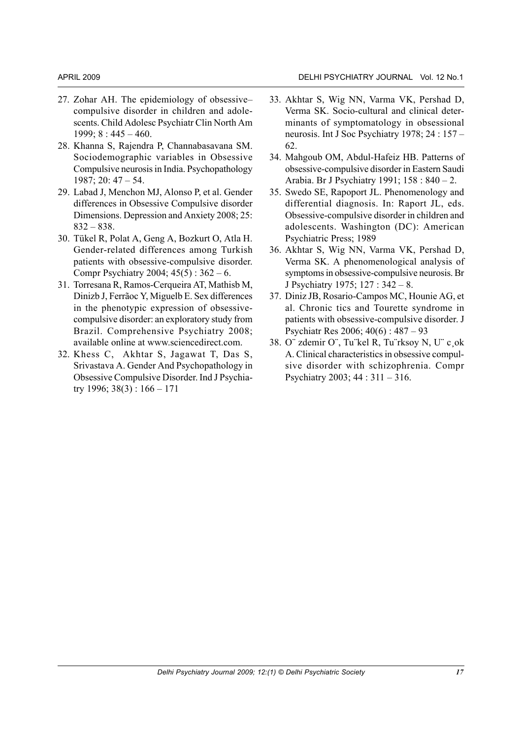27. Zohar AH. The epidemiology of obsessive–compulsive disorder in children and adolescents. Child Adolesc Psychiatr Clin North Am 1999; 8 : 445 – 460.
28. Khanna S, Rajendra P, Channabasavana SM. Sociodemographic variables in Obsessive Compulsive neurosis in India. Psychopathology 1987; 20: 47 – 54.
29. Labad J, Menchon MJ, Alonso P, et al. Gender differences in Obsessive Compulsive disorder Dimensions. Depression and Anxiety 2008; 25: 832 – 838.
30. Tükel R, Polat A, Geng A, Bozkurt O, Atla H. Gender-related differences among Turkish patients with obsessive-compulsive disorder. Compr Psychiatry 2004; 45(5) : 362 – 6.
31. Torresana R, Ramos-Cerqueira AT, Mathisb M, Dinizb J, Ferrãoc Y, Miguelb E. Sex differences in the phenotypic expression of obsessive-compulsive disorder: an exploratory study from Brazil. Comprehensive Psychiatry 2008; available online at www.sciencedirect.com.
32. Khess C, Akhtar S, Jagawat T, Das S, Srivastava A. Gender And Psychopathology in Obsessive Compulsive Disorder. Ind J Psychiatry 1996; 38(3) : 166 – 171
33. Akhtar S, Wig NN, Varma VK, Pershad D, Verma SK. Socio-cultural and clinical determinants of symptomatology in obsessional neurosis. Int J Soc Psychiatry 1978; 24 : 157 – 62.
34. Mahgoub OM, Abdul-Hafeiz HB. Patterns of obsessive-compulsive disorder in Eastern Saudi Arabia. Br J Psychiatry 1991; 158 : 840 – 2.
35. Swedo SE, Rapoport JL. Phenomenology and differential diagnosis. In: Raport JL, eds. Obsessive-compulsive disorder in children and adolescents. Washington (DC): American Psychiatric Press; 1989
36. Akhtar S, Wig NN, Varma VK, Pershad D, Verma SK. A phenomenological analysis of symptoms in obsessive-compulsive neurosis. Br J Psychiatry 1975; 127 : 342 – 8.
37. Diniz JB, Rosario-Campos MC, Hounie AG, et al. Chronic tics and Tourette syndrome in patients with obsessive-compulsive disorder. J Psychiatr Res 2006; 40(6) : 487 – 93
38. O¨ zdemir O¨, Tu¨kel R, Tu¨rksoy N, U¨ c¸ok A. Clinical characteristics in obsessive compulsive disorder with schizophrenia. Compr Psychiatry 2003; 44 : 311 – 316.